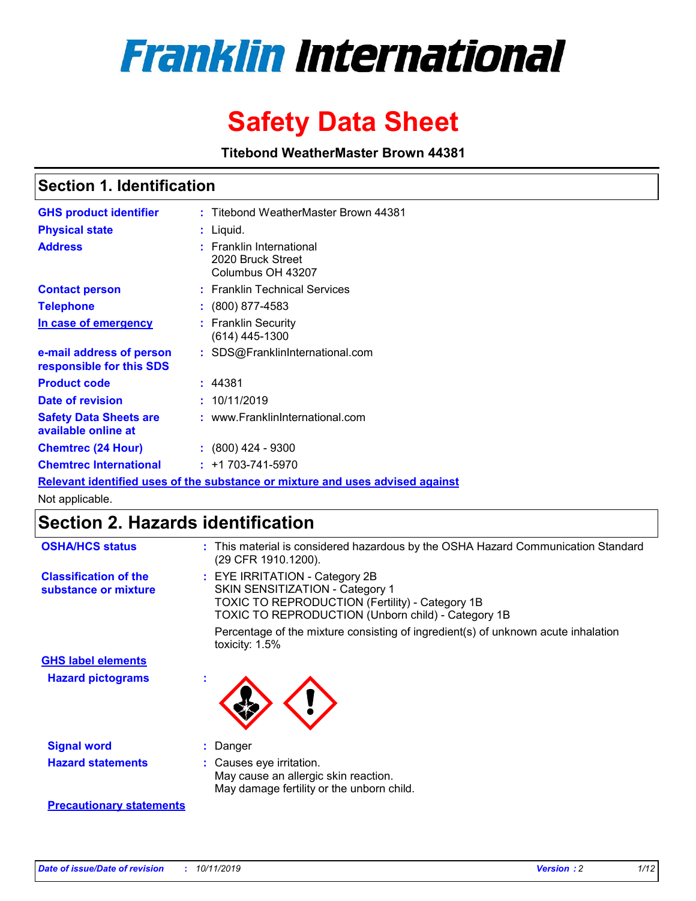# Franklin International

# Safety Data Sheet

**Titebond WeatherMaster Brown 44381**

## Section 1. Identification

| | | |
|---|---|---|
| **GHS product identifier** | : | Titebond WeatherMaster Brown 44381 |
| **Physical state** | : | Liquid. |
| **Address** | : | Franklin International<br>2020 Bruck Street<br>Columbus OH 43207 |
| **Contact person** | : | Franklin Technical Services |
| **Telephone** | : | (800) 877-4583 |
| **In case of emergency** | : | Franklin Security<br>(614) 445-1300 |
| **e-mail address of person responsible for this SDS** | : | SDS@FranklinInternational.com |
| **Product code** | : | 44381 |
| **Date of revision** | : | 10/11/2019 |
| **Safety Data Sheets are available online at** | : | www.FranklinInternational.com |
| **Chemtrec (24 Hour)** | : | (800) 424 - 9300 |
| **Chemtrec International** | : | +1 703-741-5970 |

**Relevant identified uses of the substance or mixture and uses advised against**

Not applicable.

## Section 2. Hazards identification

| | | |
|---|---|---|
| **OSHA/HCS status** | : | This material is considered hazardous by the OSHA Hazard Communication Standard (29 CFR 1910.1200). |
| **Classification of the substance or mixture** | : | EYE IRRITATION - Category 2B<br>SKIN SENSITIZATION - Category 1<br>TOXIC TO REPRODUCTION (Fertility) - Category 1B<br>TOXIC TO REPRODUCTION (Unborn child) - Category 1B<br><br>Percentage of the mixture consisting of ingredient(s) of unknown acute inhalation toxicity: 1.5% |

**GHS label elements**

| | | |
|---|---|---|
| **Hazard pictograms** | : | |
| **Signal word** | : | Danger |
| **Hazard statements** | : | Causes eye irritation.<br>May cause an allergic skin reaction.<br>May damage fertility or the unborn child. |

**Precautionary statements**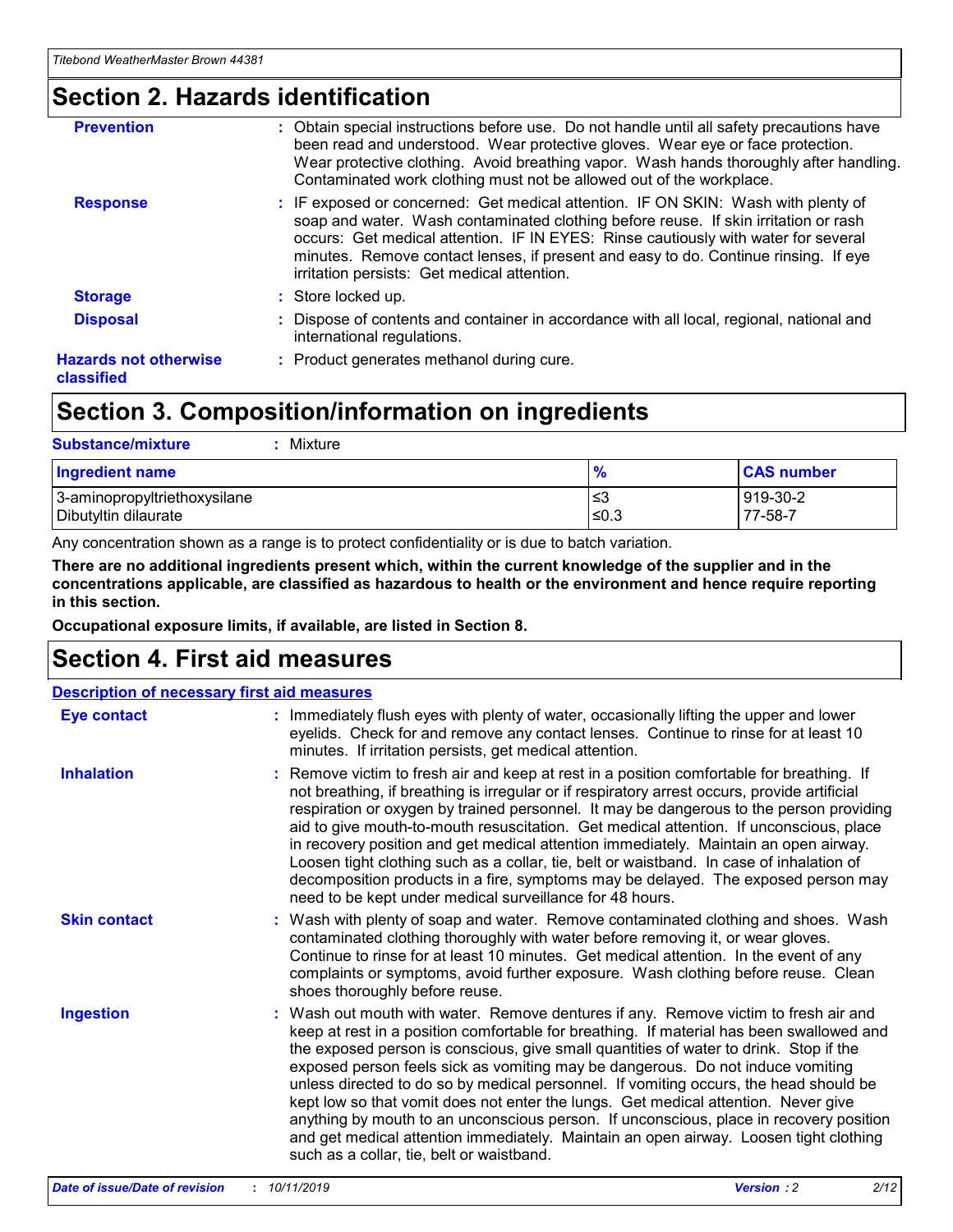## Section 2. Hazards identification

**Prevention** : Obtain special instructions before use. Do not handle until all safety precautions have been read and understood. Wear protective gloves. Wear eye or face protection. Wear protective clothing. Avoid breathing vapor. Wash hands thoroughly after handling. Contaminated work clothing must not be allowed out of the workplace.

**Response** : IF exposed or concerned: Get medical attention. IF ON SKIN: Wash with plenty of soap and water. Wash contaminated clothing before reuse. If skin irritation or rash occurs: Get medical attention. IF IN EYES: Rinse cautiously with water for several minutes. Remove contact lenses, if present and easy to do. Continue rinsing. If eye irritation persists: Get medical attention.

**Storage** : Store locked up.

**Disposal** : Dispose of contents and container in accordance with all local, regional, national and international regulations.

**Hazards not otherwise classified** : Product generates methanol during cure.

## Section 3. Composition/information on ingredients

**Substance/mixture** : Mixture

| Ingredient name | % | CAS number |
|---|---|---|
| 3-aminopropyltriethoxysilane | ≤3 | 919-30-2 |
| Dibutyltin dilaurate | ≤0.3 | 77-58-7 |

Any concentration shown as a range is to protect confidentiality or is due to batch variation.

**There are no additional ingredients present which, within the current knowledge of the supplier and in the concentrations applicable, are classified as hazardous to health or the environment and hence require reporting in this section.**

**Occupational exposure limits, if available, are listed in Section 8.**

## Section 4. First aid measures

**Description of necessary first aid measures**

**Eye contact** : Immediately flush eyes with plenty of water, occasionally lifting the upper and lower eyelids. Check for and remove any contact lenses. Continue to rinse for at least 10 minutes. If irritation persists, get medical attention.

**Inhalation** : Remove victim to fresh air and keep at rest in a position comfortable for breathing. If not breathing, if breathing is irregular or if respiratory arrest occurs, provide artificial respiration or oxygen by trained personnel. It may be dangerous to the person providing aid to give mouth-to-mouth resuscitation. Get medical attention. If unconscious, place in recovery position and get medical attention immediately. Maintain an open airway. Loosen tight clothing such as a collar, tie, belt or waistband. In case of inhalation of decomposition products in a fire, symptoms may be delayed. The exposed person may need to be kept under medical surveillance for 48 hours.

**Skin contact** : Wash with plenty of soap and water. Remove contaminated clothing and shoes. Wash contaminated clothing thoroughly with water before removing it, or wear gloves. Continue to rinse for at least 10 minutes. Get medical attention. In the event of any complaints or symptoms, avoid further exposure. Wash clothing before reuse. Clean shoes thoroughly before reuse.

**Ingestion** : Wash out mouth with water. Remove dentures if any. Remove victim to fresh air and keep at rest in a position comfortable for breathing. If material has been swallowed and the exposed person is conscious, give small quantities of water to drink. Stop if the exposed person feels sick as vomiting may be dangerous. Do not induce vomiting unless directed to do so by medical personnel. If vomiting occurs, the head should be kept low so that vomit does not enter the lungs. Get medical attention. Never give anything by mouth to an unconscious person. If unconscious, place in recovery position and get medical attention immediately. Maintain an open airway. Loosen tight clothing such as a collar, tie, belt or waistband.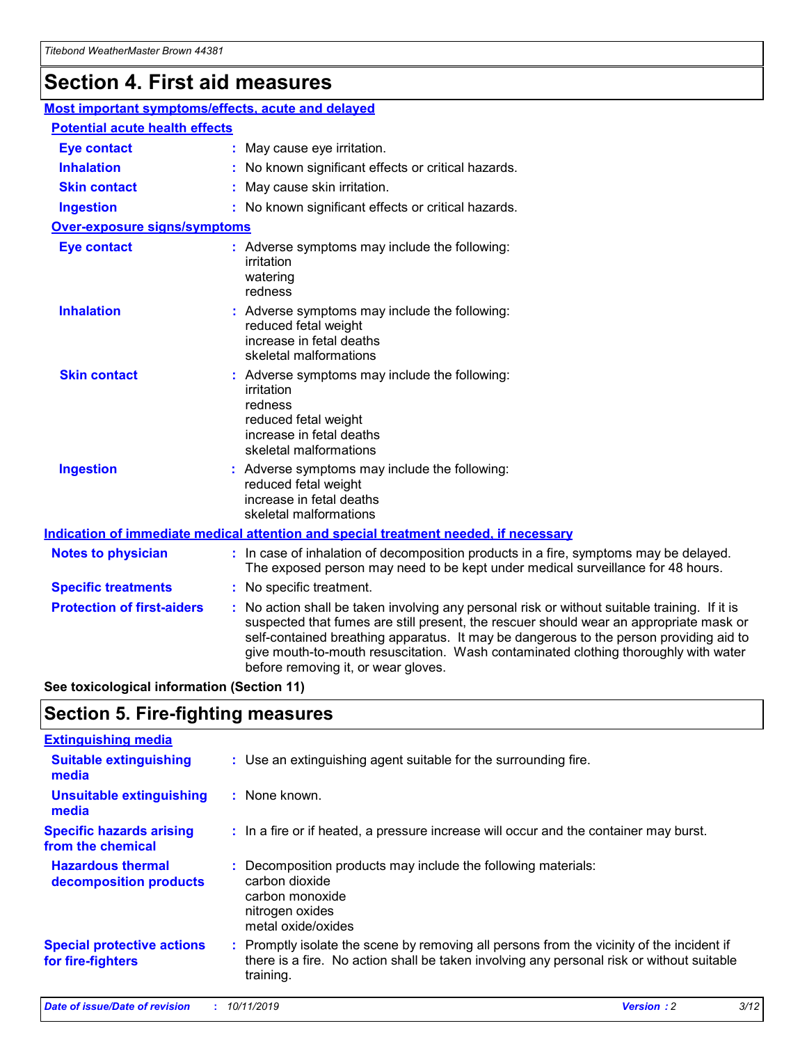# Section 4. First aid measures

## Most important symptoms/effects, acute and delayed

### Potential acute health effects

**Eye contact** : May cause eye irritation.

**Inhalation** : No known significant effects or critical hazards.

**Skin contact** : May cause skin irritation.

**Ingestion** : No known significant effects or critical hazards.

### Over-exposure signs/symptoms

**Eye contact** : Adverse symptoms may include the following:
irritation
watering
redness

**Inhalation** : Adverse symptoms may include the following:
reduced fetal weight
increase in fetal deaths
skeletal malformations

**Skin contact** : Adverse symptoms may include the following:
irritation
redness
reduced fetal weight
increase in fetal deaths
skeletal malformations

**Ingestion** : Adverse symptoms may include the following:
reduced fetal weight
increase in fetal deaths
skeletal malformations

## Indication of immediate medical attention and special treatment needed, if necessary

**Notes to physician** : In case of inhalation of decomposition products in a fire, symptoms may be delayed. The exposed person may need to be kept under medical surveillance for 48 hours.

**Specific treatments** : No specific treatment.

**Protection of first-aiders** : No action shall be taken involving any personal risk or without suitable training. If it is suspected that fumes are still present, the rescuer should wear an appropriate mask or self-contained breathing apparatus. It may be dangerous to the person providing aid to give mouth-to-mouth resuscitation. Wash contaminated clothing thoroughly with water before removing it, or wear gloves.

**See toxicological information (Section 11)**

# Section 5. Fire-fighting measures

## Extinguishing media

**Suitable extinguishing media** : Use an extinguishing agent suitable for the surrounding fire.

**Unsuitable extinguishing media** : None known.

**Specific hazards arising from the chemical** : In a fire or if heated, a pressure increase will occur and the container may burst.

**Hazardous thermal decomposition products** : Decomposition products may include the following materials:
carbon dioxide
carbon monoxide
nitrogen oxides
metal oxide/oxides

**Special protective actions for fire-fighters** : Promptly isolate the scene by removing all persons from the vicinity of the incident if there is a fire. No action shall be taken involving any personal risk or without suitable training.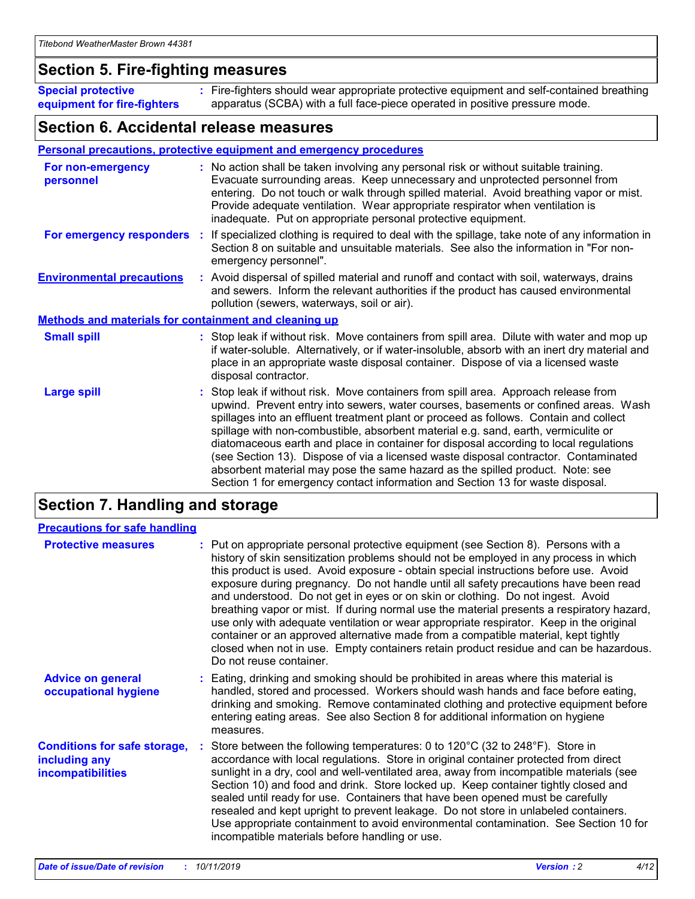## Section 5. Fire-fighting measures

**Special protective equipment for fire-fighters** : Fire-fighters should wear appropriate protective equipment and self-contained breathing apparatus (SCBA) with a full face-piece operated in positive pressure mode.

## Section 6. Accidental release measures

### Personal precautions, protective equipment and emergency procedures

**For non-emergency personnel** : No action shall be taken involving any personal risk or without suitable training. Evacuate surrounding areas. Keep unnecessary and unprotected personnel from entering. Do not touch or walk through spilled material. Avoid breathing vapor or mist. Provide adequate ventilation. Wear appropriate respirator when ventilation is inadequate. Put on appropriate personal protective equipment.

**For emergency responders** : If specialized clothing is required to deal with the spillage, take note of any information in Section 8 on suitable and unsuitable materials. See also the information in "For non-emergency personnel".

**Environmental precautions** : Avoid dispersal of spilled material and runoff and contact with soil, waterways, drains and sewers. Inform the relevant authorities if the product has caused environmental pollution (sewers, waterways, soil or air).

### Methods and materials for containment and cleaning up

**Small spill** : Stop leak if without risk. Move containers from spill area. Dilute with water and mop up if water-soluble. Alternatively, or if water-insoluble, absorb with an inert dry material and place in an appropriate waste disposal container. Dispose of via a licensed waste disposal contractor.

**Large spill** : Stop leak if without risk. Move containers from spill area. Approach release from upwind. Prevent entry into sewers, water courses, basements or confined areas. Wash spillages into an effluent treatment plant or proceed as follows. Contain and collect spillage with non-combustible, absorbent material e.g. sand, earth, vermiculite or diatomaceous earth and place in container for disposal according to local regulations (see Section 13). Dispose of via a licensed waste disposal contractor. Contaminated absorbent material may pose the same hazard as the spilled product. Note: see Section 1 for emergency contact information and Section 13 for waste disposal.

## Section 7. Handling and storage

### Precautions for safe handling

**Protective measures** : Put on appropriate personal protective equipment (see Section 8). Persons with a history of skin sensitization problems should not be employed in any process in which this product is used. Avoid exposure - obtain special instructions before use. Avoid exposure during pregnancy. Do not handle until all safety precautions have been read and understood. Do not get in eyes or on skin or clothing. Do not ingest. Avoid breathing vapor or mist. If during normal use the material presents a respiratory hazard, use only with adequate ventilation or wear appropriate respirator. Keep in the original container or an approved alternative made from a compatible material, kept tightly closed when not in use. Empty containers retain product residue and can be hazardous. Do not reuse container.

**Advice on general occupational hygiene** : Eating, drinking and smoking should be prohibited in areas where this material is handled, stored and processed. Workers should wash hands and face before eating, drinking and smoking. Remove contaminated clothing and protective equipment before entering eating areas. See also Section 8 for additional information on hygiene measures.

**Conditions for safe storage, including any incompatibilities** : Store between the following temperatures: 0 to 120°C (32 to 248°F). Store in accordance with local regulations. Store in original container protected from direct sunlight in a dry, cool and well-ventilated area, away from incompatible materials (see Section 10) and food and drink. Store locked up. Keep container tightly closed and sealed until ready for use. Containers that have been opened must be carefully resealed and kept upright to prevent leakage. Do not store in unlabeled containers. Use appropriate containment to avoid environmental contamination. See Section 10 for incompatible materials before handling or use.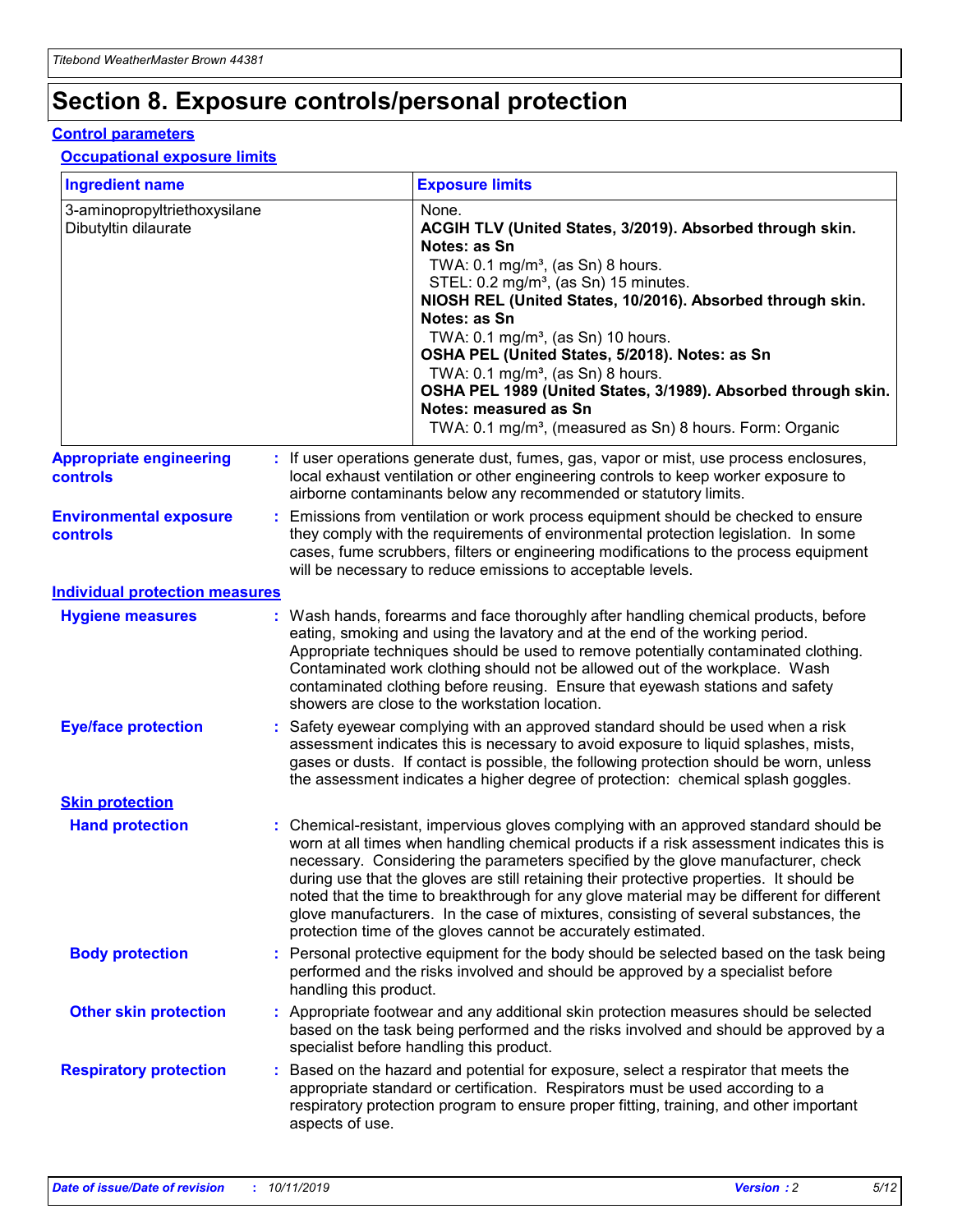# Section 8. Exposure controls/personal protection

### Control parameters

#### Occupational exposure limits

| Ingredient name | Exposure limits |
| --- | --- |
| 3-aminopropyltriethoxysilane<br>Dibutyltin dilaurate | None.<br>**ACGIH TLV (United States, 3/2019). Absorbed through skin. Notes: as Sn**<br>TWA: 0.1 mg/m³, (as Sn) 8 hours.<br>STEL: 0.2 mg/m³, (as Sn) 15 minutes.<br>**NIOSH REL (United States, 10/2016). Absorbed through skin. Notes: as Sn**<br>TWA: 0.1 mg/m³, (as Sn) 10 hours.<br>**OSHA PEL (United States, 5/2018). Notes: as Sn**<br>TWA: 0.1 mg/m³, (as Sn) 8 hours.<br>**OSHA PEL 1989 (United States, 3/1989). Absorbed through skin. Notes: measured as Sn**<br>TWA: 0.1 mg/m³, (measured as Sn) 8 hours. Form: Organic |

**Appropriate engineering controls** : If user operations generate dust, fumes, gas, vapor or mist, use process enclosures, local exhaust ventilation or other engineering controls to keep worker exposure to airborne contaminants below any recommended or statutory limits.

**Environmental exposure controls** : Emissions from ventilation or work process equipment should be checked to ensure they comply with the requirements of environmental protection legislation. In some cases, fume scrubbers, filters or engineering modifications to the process equipment will be necessary to reduce emissions to acceptable levels.

### Individual protection measures

**Hygiene measures** : Wash hands, forearms and face thoroughly after handling chemical products, before eating, smoking and using the lavatory and at the end of the working period. Appropriate techniques should be used to remove potentially contaminated clothing. Contaminated work clothing should not be allowed out of the workplace. Wash contaminated clothing before reusing. Ensure that eyewash stations and safety showers are close to the workstation location.

**Eye/face protection** : Safety eyewear complying with an approved standard should be used when a risk assessment indicates this is necessary to avoid exposure to liquid splashes, mists, gases or dusts. If contact is possible, the following protection should be worn, unless the assessment indicates a higher degree of protection: chemical splash goggles.

**Skin protection**

**Hand protection** : Chemical-resistant, impervious gloves complying with an approved standard should be worn at all times when handling chemical products if a risk assessment indicates this is necessary. Considering the parameters specified by the glove manufacturer, check during use that the gloves are still retaining their protective properties. It should be noted that the time to breakthrough for any glove material may be different for different glove manufacturers. In the case of mixtures, consisting of several substances, the protection time of the gloves cannot be accurately estimated.

**Body protection** : Personal protective equipment for the body should be selected based on the task being performed and the risks involved and should be approved by a specialist before handling this product.

**Other skin protection** : Appropriate footwear and any additional skin protection measures should be selected based on the task being performed and the risks involved and should be approved by a specialist before handling this product.

**Respiratory protection** : Based on the hazard and potential for exposure, select a respirator that meets the appropriate standard or certification. Respirators must be used according to a respiratory protection program to ensure proper fitting, training, and other important aspects of use.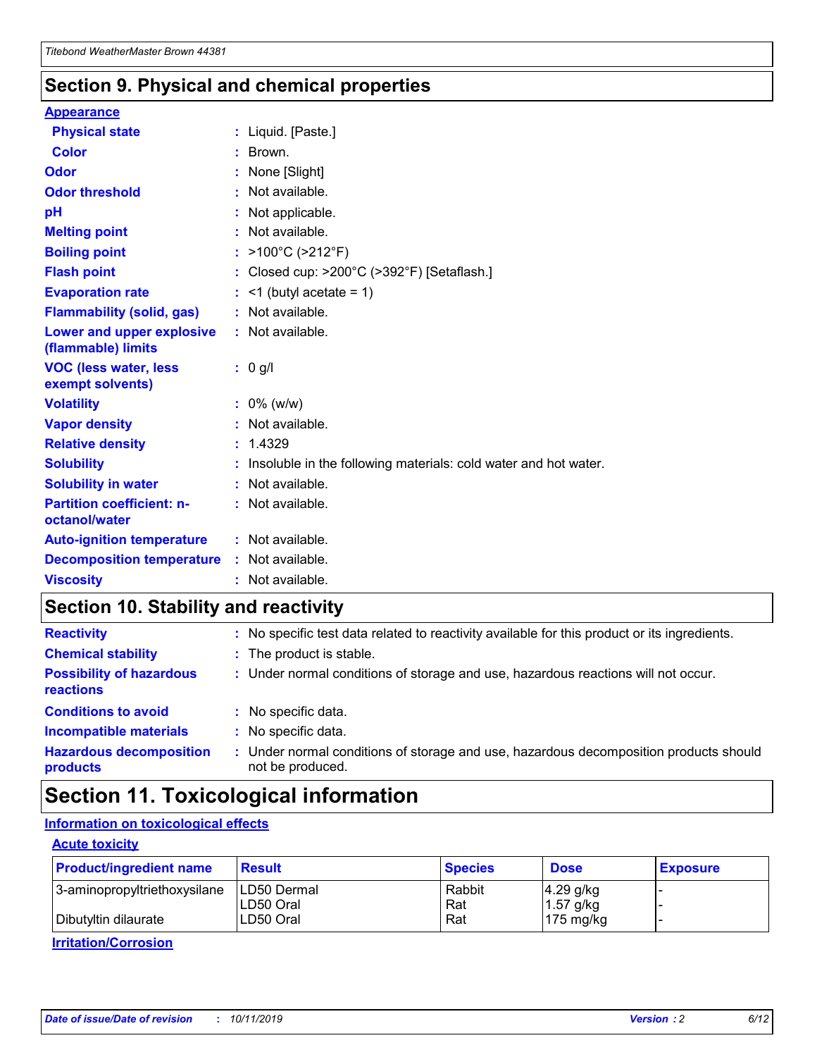## Section 9. Physical and chemical properties

**Appearance**

| | | |
|---|---|---|
| **Physical state** | : | Liquid. [Paste.] |
| **Color** | : | Brown. |
| **Odor** | : | None [Slight] |
| **Odor threshold** | : | Not available. |
| **pH** | : | Not applicable. |
| **Melting point** | : | Not available. |
| **Boiling point** | : | >100°C (>212°F) |
| **Flash point** | : | Closed cup: >200°C (>392°F) [Setaflash.] |
| **Evaporation rate** | : | <1 (butyl acetate = 1) |
| **Flammability (solid, gas)** | : | Not available. |
| **Lower and upper explosive (flammable) limits** | : | Not available. |
| **VOC (less water, less exempt solvents)** | : | 0 g/l |
| **Volatility** | : | 0% (w/w) |
| **Vapor density** | : | Not available. |
| **Relative density** | : | 1.4329 |
| **Solubility** | : | Insoluble in the following materials: cold water and hot water. |
| **Solubility in water** | : | Not available. |
| **Partition coefficient: n-octanol/water** | : | Not available. |
| **Auto-ignition temperature** | : | Not available. |
| **Decomposition temperature** | : | Not available. |
| **Viscosity** | : | Not available. |

## Section 10. Stability and reactivity

| | | |
|---|---|---|
| **Reactivity** | : | No specific test data related to reactivity available for this product or its ingredients. |
| **Chemical stability** | : | The product is stable. |
| **Possibility of hazardous reactions** | : | Under normal conditions of storage and use, hazardous reactions will not occur. |
| **Conditions to avoid** | : | No specific data. |
| **Incompatible materials** | : | No specific data. |
| **Hazardous decomposition products** | : | Under normal conditions of storage and use, hazardous decomposition products should not be produced. |

## Section 11. Toxicological information

**Information on toxicological effects**

**Acute toxicity**

| Product/ingredient name | Result | Species | Dose | Exposure |
|---|---|---|---|---|
| 3-aminopropyltriethoxysilane | LD50 Dermal | Rabbit | 4.29 g/kg | - |
| | LD50 Oral | Rat | 1.57 g/kg | - |
| Dibutyltin dilaurate | LD50 Oral | Rat | 175 mg/kg | - |

**Irritation/Corrosion**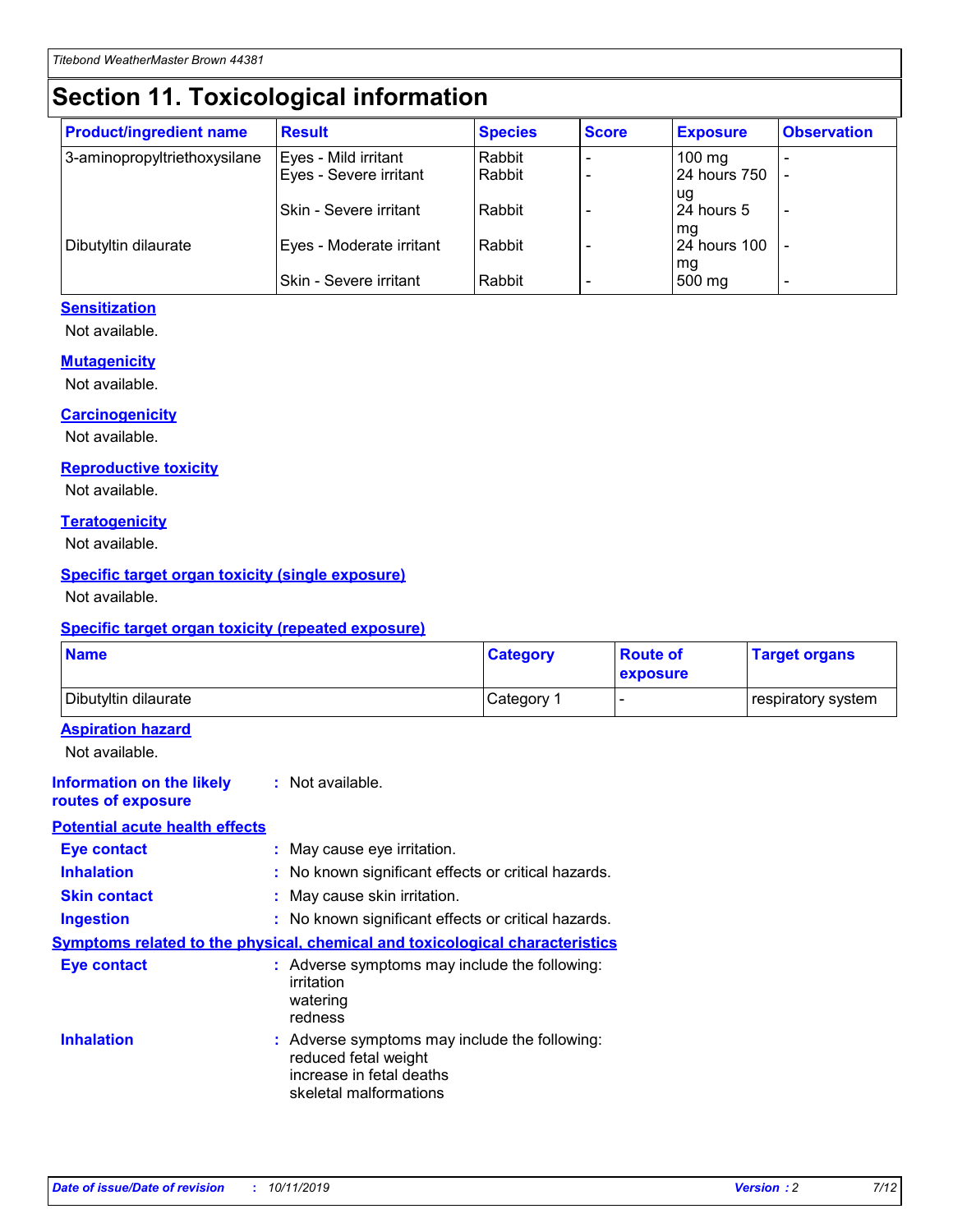# Section 11. Toxicological information

| Product/ingredient name | Result | Species | Score | Exposure | Observation |
| --- | --- | --- | --- | --- | --- |
| 3-aminopropyltriethoxysilane | Eyes - Mild irritant | Rabbit | - | 100 mg | - |
| | Eyes - Severe irritant | Rabbit | - | 24 hours 750 ug | - |
| | Skin - Severe irritant | Rabbit | - | 24 hours 5 mg | - |
| Dibutyltin dilaurate | Eyes - Moderate irritant | Rabbit | - | 24 hours 100 mg | - |
| | Skin - Severe irritant | Rabbit | - | 500 mg | - |

**Sensitization**

Not available.

**Mutagenicity**

Not available.

**Carcinogenicity**

Not available.

**Reproductive toxicity**

Not available.

**Teratogenicity**

Not available.

**Specific target organ toxicity (single exposure)**

Not available.

**Specific target organ toxicity (repeated exposure)**

| Name | Category | Route of exposure | Target organs |
| --- | --- | --- | --- |
| Dibutyltin dilaurate | Category 1 | - | respiratory system |

**Aspiration hazard**

Not available.

**Information on the likely routes of exposure** : Not available.

**Potential acute health effects**

**Eye contact** : May cause eye irritation.

**Inhalation** : No known significant effects or critical hazards.

**Skin contact** : May cause skin irritation.

**Ingestion** : No known significant effects or critical hazards.

**Symptoms related to the physical, chemical and toxicological characteristics**

**Eye contact** : Adverse symptoms may include the following:
irritation
watering
redness

**Inhalation** : Adverse symptoms may include the following:
reduced fetal weight
increase in fetal deaths
skeletal malformations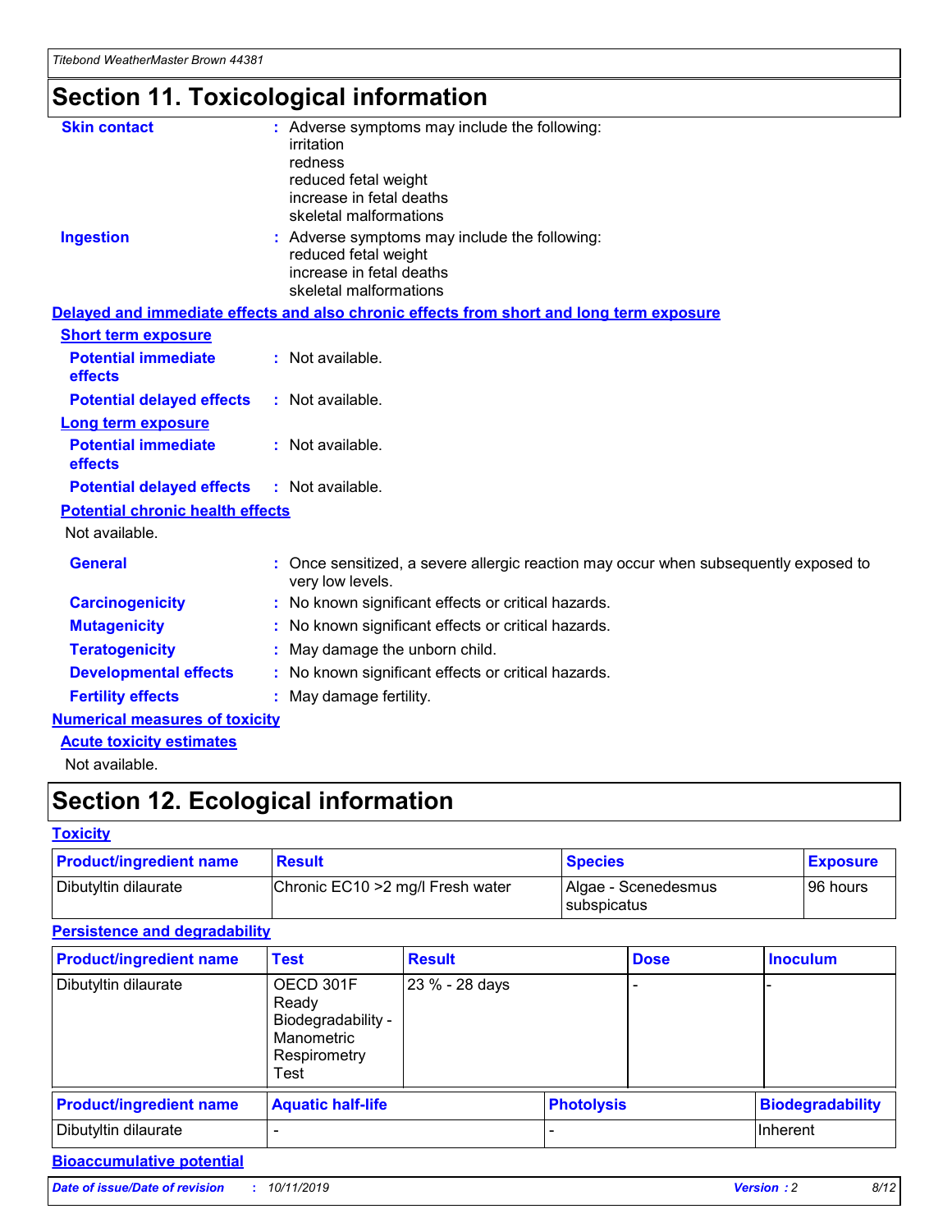# Section 11. Toxicological information

**Skin contact** : Adverse symptoms may include the following:
irritation
redness
reduced fetal weight
increase in fetal deaths
skeletal malformations

**Ingestion** : Adverse symptoms may include the following:
reduced fetal weight
increase in fetal deaths
skeletal malformations

### Delayed and immediate effects and also chronic effects from short and long term exposure

**Short term exposure**

**Potential immediate effects** : Not available.

**Potential delayed effects** : Not available.

**Long term exposure**

**Potential immediate effects** : Not available.

**Potential delayed effects** : Not available.

**Potential chronic health effects**

Not available.

**General** : Once sensitized, a severe allergic reaction may occur when subsequently exposed to very low levels.

**Carcinogenicity** : No known significant effects or critical hazards.

**Mutagenicity** : No known significant effects or critical hazards.

**Teratogenicity** : May damage the unborn child.

**Developmental effects** : No known significant effects or critical hazards.

**Fertility effects** : May damage fertility.

### Numerical measures of toxicity

**Acute toxicity estimates**

Not available.

# Section 12. Ecological information

### Toxicity

| Product/ingredient name | Result | Species | Exposure |
|---|---|---|---|
| Dibutyltin dilaurate | Chronic EC10 >2 mg/l Fresh water | Algae - Scenedesmus subspicatus | 96 hours |

### Persistence and degradability

| Product/ingredient name | Test | Result | Dose | Inoculum |
|---|---|---|---|---|
| Dibutyltin dilaurate | OECD 301F Ready Biodegradability - Manometric Respirometry Test | 23 % - 28 days | - | - |

| Product/ingredient name | Aquatic half-life | Photolysis | Biodegradability |
|---|---|---|---|
| Dibutyltin dilaurate | - | - | Inherent |

### Bioaccumulative potential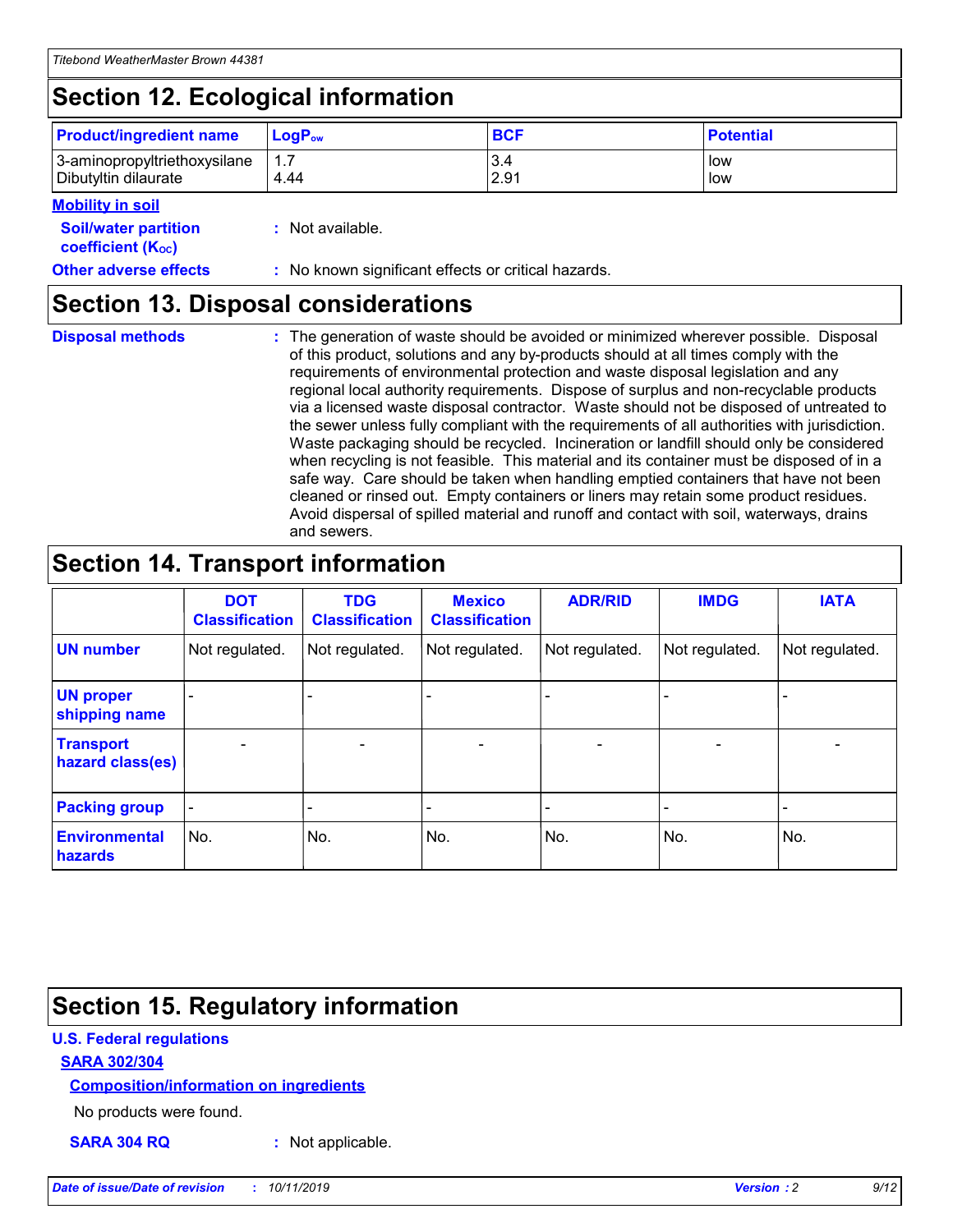## Section 12. Ecological information

| Product/ingredient name | $LogP_{ow}$ | BCF | Potential |
|---|---|---|---|
| 3-aminopropyltriethoxysilane | 1.7 | 3.4 | low |
| Dibutyltin dilaurate | 4.44 | 2.91 | low |

**Mobility in soil**

**Soil/water partition coefficient ($K_{OC}$)** : Not available.

**Other adverse effects** : No known significant effects or critical hazards.

## Section 13. Disposal considerations

**Disposal methods** : The generation of waste should be avoided or minimized wherever possible. Disposal of this product, solutions and any by-products should at all times comply with the requirements of environmental protection and waste disposal legislation and any regional local authority requirements. Dispose of surplus and non-recyclable products via a licensed waste disposal contractor. Waste should not be disposed of untreated to the sewer unless fully compliant with the requirements of all authorities with jurisdiction. Waste packaging should be recycled. Incineration or landfill should only be considered when recycling is not feasible. This material and its container must be disposed of in a safe way. Care should be taken when handling emptied containers that have not been cleaned or rinsed out. Empty containers or liners may retain some product residues. Avoid dispersal of spilled material and runoff and contact with soil, waterways, drains and sewers.

## Section 14. Transport information

| | DOT Classification | TDG Classification | Mexico Classification | ADR/RID | IMDG | IATA |
|---|---|---|---|---|---|---|
| UN number | Not regulated. | Not regulated. | Not regulated. | Not regulated. | Not regulated. | Not regulated. |
| UN proper shipping name | - | - | - | - | - | - |
| Transport hazard class(es) | - | - | - | - | - | - |
| Packing group | - | - | - | - | - | - |
| Environmental hazards | No. | No. | No. | No. | No. | No. |

## Section 15. Regulatory information

**U.S. Federal regulations**

**SARA 302/304**

**Composition/information on ingredients**

No products were found.

**SARA 304 RQ** : Not applicable.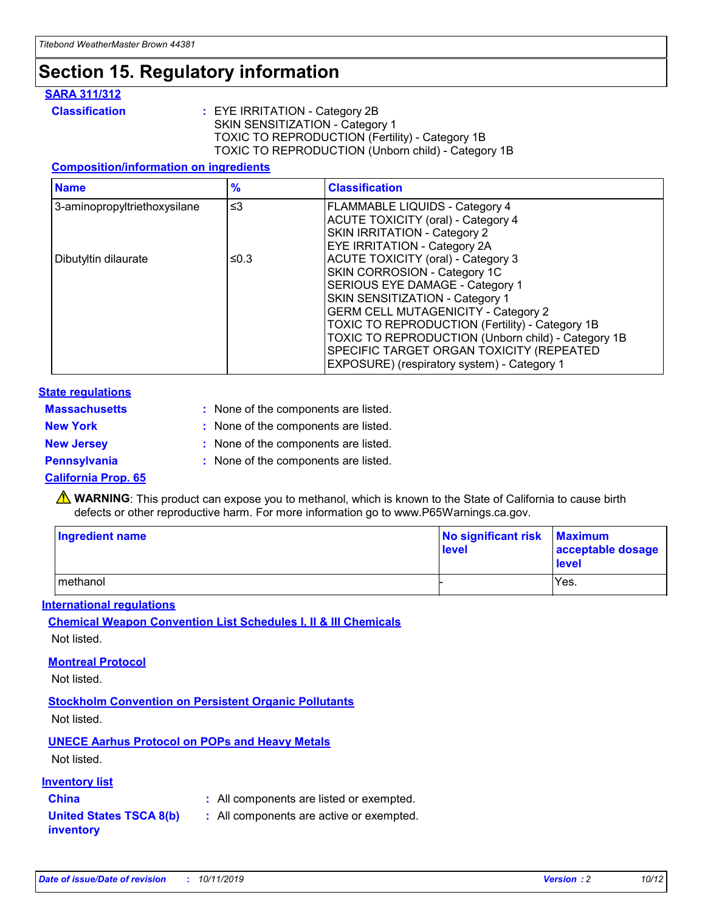# Section 15. Regulatory information

## SARA 311/312

**Classification** : EYE IRRITATION - Category 2B
SKIN SENSITIZATION - Category 1
TOXIC TO REPRODUCTION (Fertility) - Category 1B
TOXIC TO REPRODUCTION (Unborn child) - Category 1B

### Composition/information on ingredients

| Name | % | Classification |
| --- | --- | --- |
| 3-aminopropyltriethoxysilane | ≤3 | FLAMMABLE LIQUIDS - Category 4<br>ACUTE TOXICITY (oral) - Category 4<br>SKIN IRRITATION - Category 2<br>EYE IRRITATION - Category 2A |
| Dibutyltin dilaurate | ≤0.3 | ACUTE TOXICITY (oral) - Category 3<br>SKIN CORROSION - Category 1C<br>SERIOUS EYE DAMAGE - Category 1<br>SKIN SENSITIZATION - Category 1<br>GERM CELL MUTAGENICITY - Category 2<br>TOXIC TO REPRODUCTION (Fertility) - Category 1B<br>TOXIC TO REPRODUCTION (Unborn child) - Category 1B<br>SPECIFIC TARGET ORGAN TOXICITY (REPEATED EXPOSURE) (respiratory system) - Category 1 |

## State regulations

**Massachusetts** : None of the components are listed.

**New York** : None of the components are listed.

**New Jersey** : None of the components are listed.

**Pennsylvania** : None of the components are listed.

## California Prop. 65

⚠ **WARNING**: This product can expose you to methanol, which is known to the State of California to cause birth defects or other reproductive harm. For more information go to www.P65Warnings.ca.gov.

| Ingredient name | No significant risk level | Maximum acceptable dosage level |
| --- | --- | --- |
| methanol | - | Yes. |

## International regulations

### Chemical Weapon Convention List Schedules I, II & III Chemicals

Not listed.

### Montreal Protocol

Not listed.

### Stockholm Convention on Persistent Organic Pollutants

Not listed.

### UNECE Aarhus Protocol on POPs and Heavy Metals

Not listed.

## Inventory list

**China** : All components are listed or exempted.

**United States TSCA 8(b) inventory** : All components are active or exempted.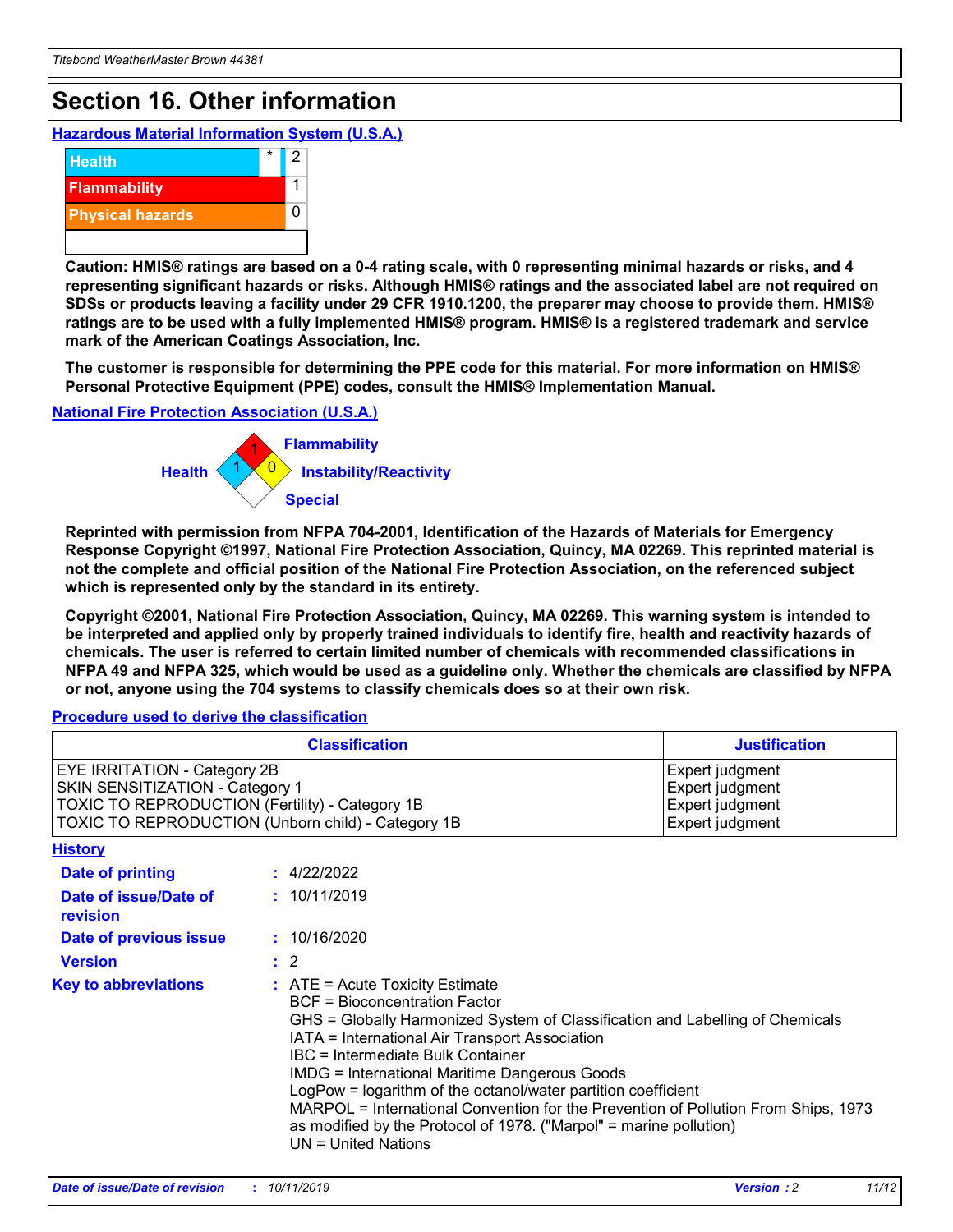# Section 16. Other information

**Hazardous Material Information System (U.S.A.)**

| | | |
|---|---|---|
| Health | * | 2 |
| Flammability | | 1 |
| Physical hazards | | 0 |

**Caution: HMIS® ratings are based on a 0-4 rating scale, with 0 representing minimal hazards or risks, and 4 representing significant hazards or risks. Although HMIS® ratings and the associated label are not required on SDSs or products leaving a facility under 29 CFR 1910.1200, the preparer may choose to provide them. HMIS® ratings are to be used with a fully implemented HMIS® program. HMIS® is a registered trademark and service mark of the American Coatings Association, Inc.**

**The customer is responsible for determining the PPE code for this material. For more information on HMIS® Personal Protective Equipment (PPE) codes, consult the HMIS® Implementation Manual.**

**National Fire Protection Association (U.S.A.)**

Health: 1
Flammability: 1
Instability/Reactivity: 0
Special:

**Reprinted with permission from NFPA 704-2001, Identification of the Hazards of Materials for Emergency Response Copyright ©1997, National Fire Protection Association, Quincy, MA 02269. This reprinted material is not the complete and official position of the National Fire Protection Association, on the referenced subject which is represented only by the standard in its entirety.**

**Copyright ©2001, National Fire Protection Association, Quincy, MA 02269. This warning system is intended to be interpreted and applied only by properly trained individuals to identify fire, health and reactivity hazards of chemicals. The user is referred to certain limited number of chemicals with recommended classifications in NFPA 49 and NFPA 325, which would be used as a guideline only. Whether the chemicals are classified by NFPA or not, anyone using the 704 systems to classify chemicals does so at their own risk.**

**Procedure used to derive the classification**

| Classification | Justification |
|---|---|
| EYE IRRITATION - Category 2B | Expert judgment |
| SKIN SENSITIZATION - Category 1 | Expert judgment |
| TOXIC TO REPRODUCTION (Fertility) - Category 1B | Expert judgment |
| TOXIC TO REPRODUCTION (Unborn child) - Category 1B | Expert judgment |

**History**

**Date of printing** : 4/22/2022

**Date of issue/Date of revision** : 10/11/2019

**Date of previous issue** : 10/16/2020

**Version** : 2

**Key to abbreviations** :
ATE = Acute Toxicity Estimate
BCF = Bioconcentration Factor
GHS = Globally Harmonized System of Classification and Labelling of Chemicals
IATA = International Air Transport Association
IBC = Intermediate Bulk Container
IMDG = International Maritime Dangerous Goods
LogPow = logarithm of the octanol/water partition coefficient
MARPOL = International Convention for the Prevention of Pollution From Ships, 1973 as modified by the Protocol of 1978. ("Marpol" = marine pollution)
UN = United Nations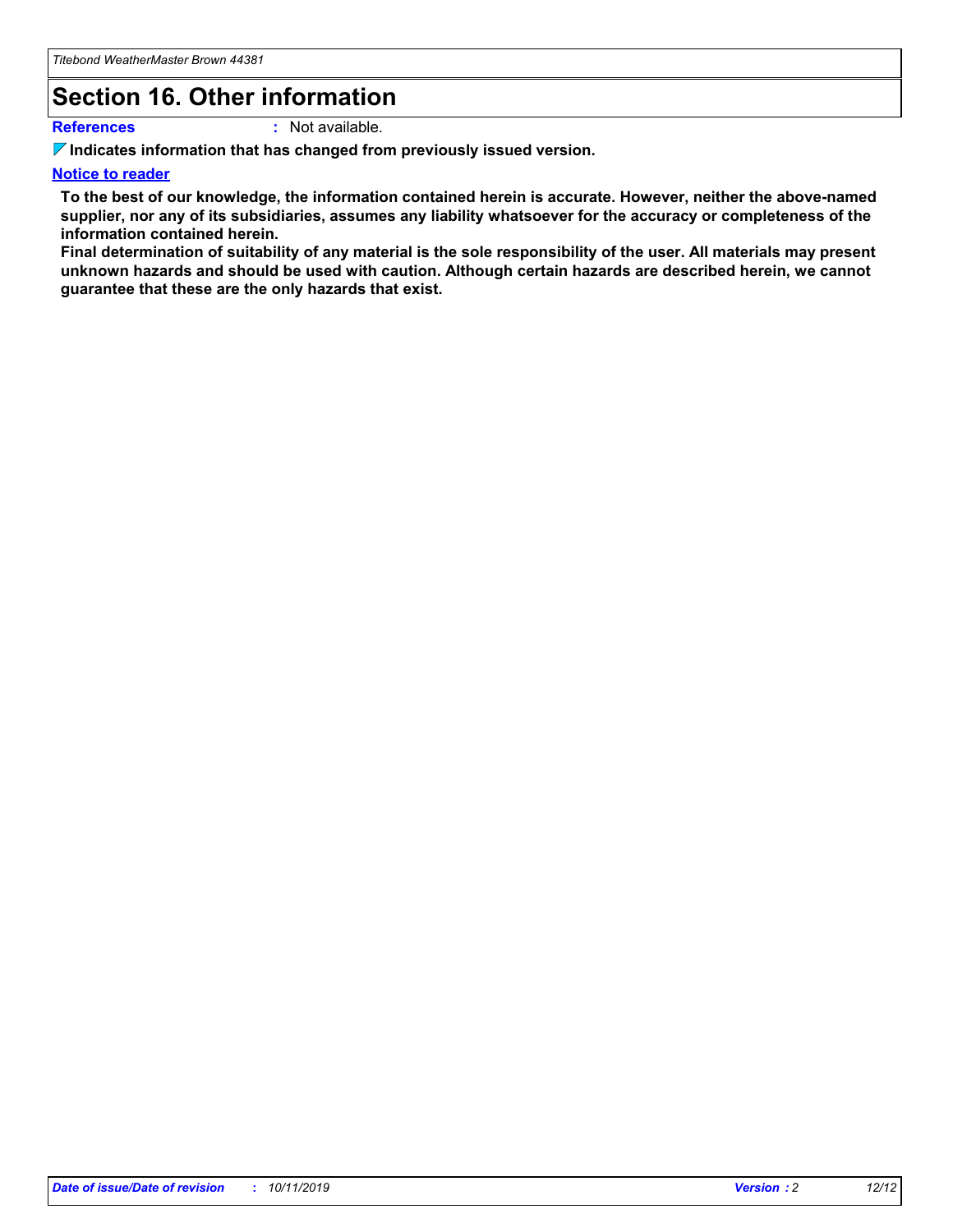# Section 16. Other information

**References** : Not available.

**Indicates information that has changed from previously issued version.**

**Notice to reader**

**To the best of our knowledge, the information contained herein is accurate. However, neither the above-named supplier, nor any of its subsidiaries, assumes any liability whatsoever for the accuracy or completeness of the information contained herein.**

**Final determination of suitability of any material is the sole responsibility of the user. All materials may present unknown hazards and should be used with caution. Although certain hazards are described herein, we cannot guarantee that these are the only hazards that exist.**